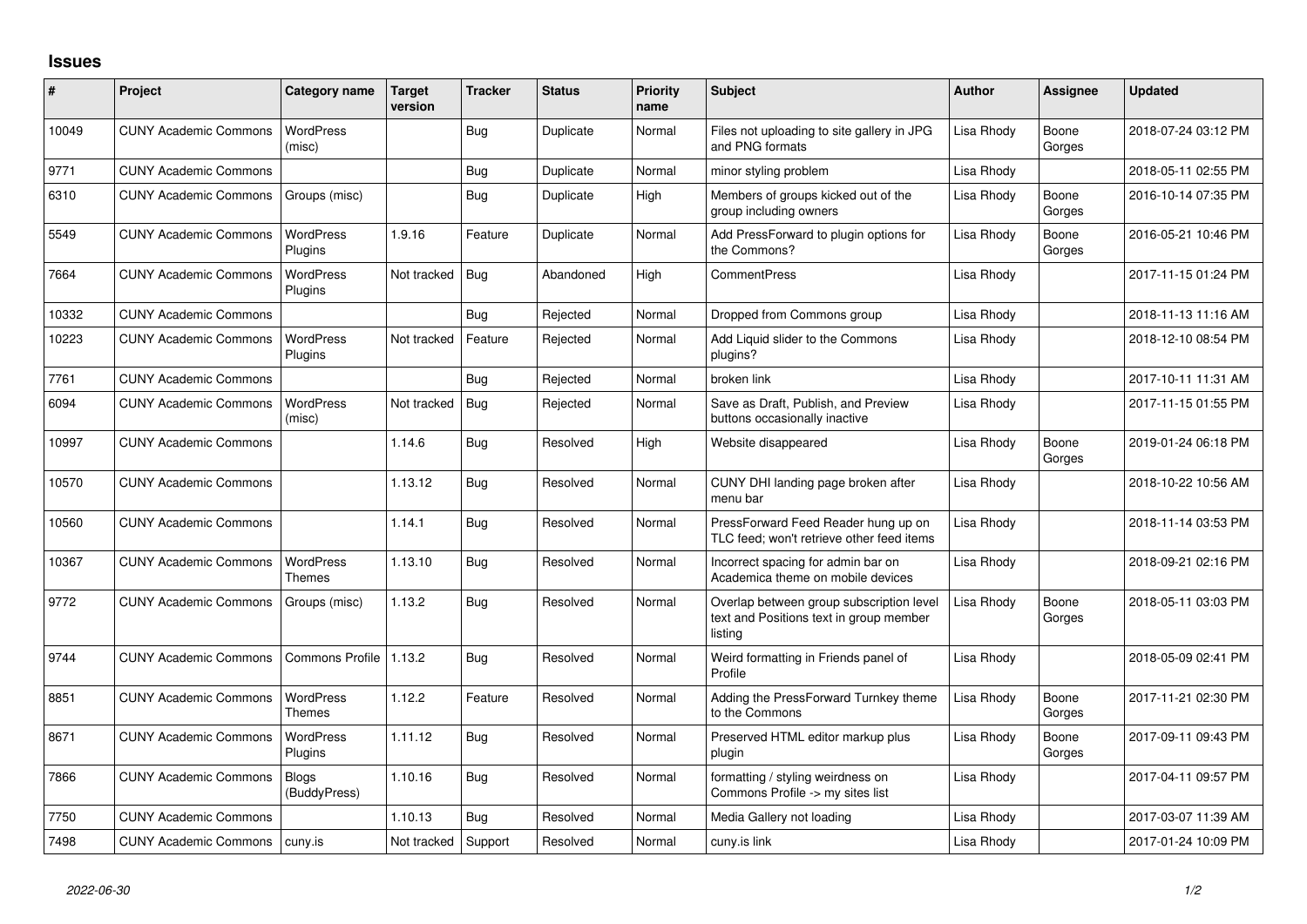# Issues

| # | Project | Category name | Target version | Tracker | Status | Priority name | Subject | Author | Assignee | Updated |
|---|---|---|---|---|---|---|---|---|---|---|
| 10049 | CUNY Academic Commons | WordPress (misc) | | Bug | Duplicate | Normal | Files not uploading to site gallery in JPG and PNG formats | Lisa Rhody | Boone Gorges | 2018-07-24 03:12 PM |
| 9771 | CUNY Academic Commons | | | Bug | Duplicate | Normal | minor styling problem | Lisa Rhody | | 2018-05-11 02:55 PM |
| 6310 | CUNY Academic Commons | Groups (misc) | | Bug | Duplicate | High | Members of groups kicked out of the group including owners | Lisa Rhody | Boone Gorges | 2016-10-14 07:35 PM |
| 5549 | CUNY Academic Commons | WordPress Plugins | 1.9.16 | Feature | Duplicate | Normal | Add PressForward to plugin options for the Commons? | Lisa Rhody | Boone Gorges | 2016-05-21 10:46 PM |
| 7664 | CUNY Academic Commons | WordPress Plugins | Not tracked | Bug | Abandoned | High | CommentPress | Lisa Rhody | | 2017-11-15 01:24 PM |
| 10332 | CUNY Academic Commons | | | Bug | Rejected | Normal | Dropped from Commons group | Lisa Rhody | | 2018-11-13 11:16 AM |
| 10223 | CUNY Academic Commons | WordPress Plugins | Not tracked | Feature | Rejected | Normal | Add Liquid slider to the Commons plugins? | Lisa Rhody | | 2018-12-10 08:54 PM |
| 7761 | CUNY Academic Commons | | | Bug | Rejected | Normal | broken link | Lisa Rhody | | 2017-10-11 11:31 AM |
| 6094 | CUNY Academic Commons | WordPress (misc) | Not tracked | Bug | Rejected | Normal | Save as Draft, Publish, and Preview buttons occasionally inactive | Lisa Rhody | | 2017-11-15 01:55 PM |
| 10997 | CUNY Academic Commons | | 1.14.6 | Bug | Resolved | High | Website disappeared | Lisa Rhody | Boone Gorges | 2019-01-24 06:18 PM |
| 10570 | CUNY Academic Commons | | 1.13.12 | Bug | Resolved | Normal | CUNY DHI landing page broken after menu bar | Lisa Rhody | | 2018-10-22 10:56 AM |
| 10560 | CUNY Academic Commons | | 1.14.1 | Bug | Resolved | Normal | PressForward Feed Reader hung up on TLC feed; won't retrieve other feed items | Lisa Rhody | | 2018-11-14 03:53 PM |
| 10367 | CUNY Academic Commons | WordPress Themes | 1.13.10 | Bug | Resolved | Normal | Incorrect spacing for admin bar on Academica theme on mobile devices | Lisa Rhody | | 2018-09-21 02:16 PM |
| 9772 | CUNY Academic Commons | Groups (misc) | 1.13.2 | Bug | Resolved | Normal | Overlap between group subscription level text and Positions text in group member listing | Lisa Rhody | Boone Gorges | 2018-05-11 03:03 PM |
| 9744 | CUNY Academic Commons | Commons Profile | 1.13.2 | Bug | Resolved | Normal | Weird formatting in Friends panel of Profile | Lisa Rhody | | 2018-05-09 02:41 PM |
| 8851 | CUNY Academic Commons | WordPress Themes | 1.12.2 | Feature | Resolved | Normal | Adding the PressForward Turnkey theme to the Commons | Lisa Rhody | Boone Gorges | 2017-11-21 02:30 PM |
| 8671 | CUNY Academic Commons | WordPress Plugins | 1.11.12 | Bug | Resolved | Normal | Preserved HTML editor markup plus plugin | Lisa Rhody | Boone Gorges | 2017-09-11 09:43 PM |
| 7866 | CUNY Academic Commons | Blogs (BuddyPress) | 1.10.16 | Bug | Resolved | Normal | formatting / styling weirdness on Commons Profile -> my sites list | Lisa Rhody | | 2017-04-11 09:57 PM |
| 7750 | CUNY Academic Commons | | 1.10.13 | Bug | Resolved | Normal | Media Gallery not loading | Lisa Rhody | | 2017-03-07 11:39 AM |
| 7498 | CUNY Academic Commons | cuny.is | Not tracked | Support | Resolved | Normal | cuny.is link | Lisa Rhody | | 2017-01-24 10:09 PM |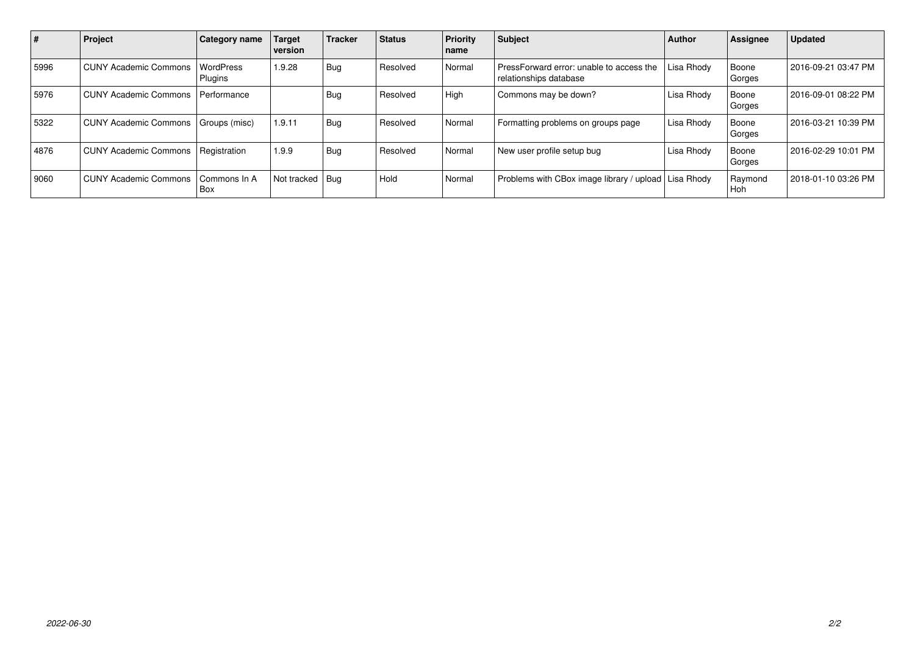| # | Project | Category name | Target version | Tracker | Status | Priority name | Subject | Author | Assignee | Updated |
|---|---|---|---|---|---|---|---|---|---|---|
| 5996 | CUNY Academic Commons | WordPress Plugins | 1.9.28 | Bug | Resolved | Normal | PressForward error: unable to access the relationships database | Lisa Rhody | Boone Gorges | 2016-09-21 03:47 PM |
| 5976 | CUNY Academic Commons | Performance | | Bug | Resolved | High | Commons may be down? | Lisa Rhody | Boone Gorges | 2016-09-01 08:22 PM |
| 5322 | CUNY Academic Commons | Groups (misc) | 1.9.11 | Bug | Resolved | Normal | Formatting problems on groups page | Lisa Rhody | Boone Gorges | 2016-03-21 10:39 PM |
| 4876 | CUNY Academic Commons | Registration | 1.9.9 | Bug | Resolved | Normal | New user profile setup bug | Lisa Rhody | Boone Gorges | 2016-02-29 10:01 PM |
| 9060 | CUNY Academic Commons | Commons In A Box | Not tracked | Bug | Hold | Normal | Problems with CBox image library / upload | Lisa Rhody | Raymond Hoh | 2018-01-10 03:26 PM |